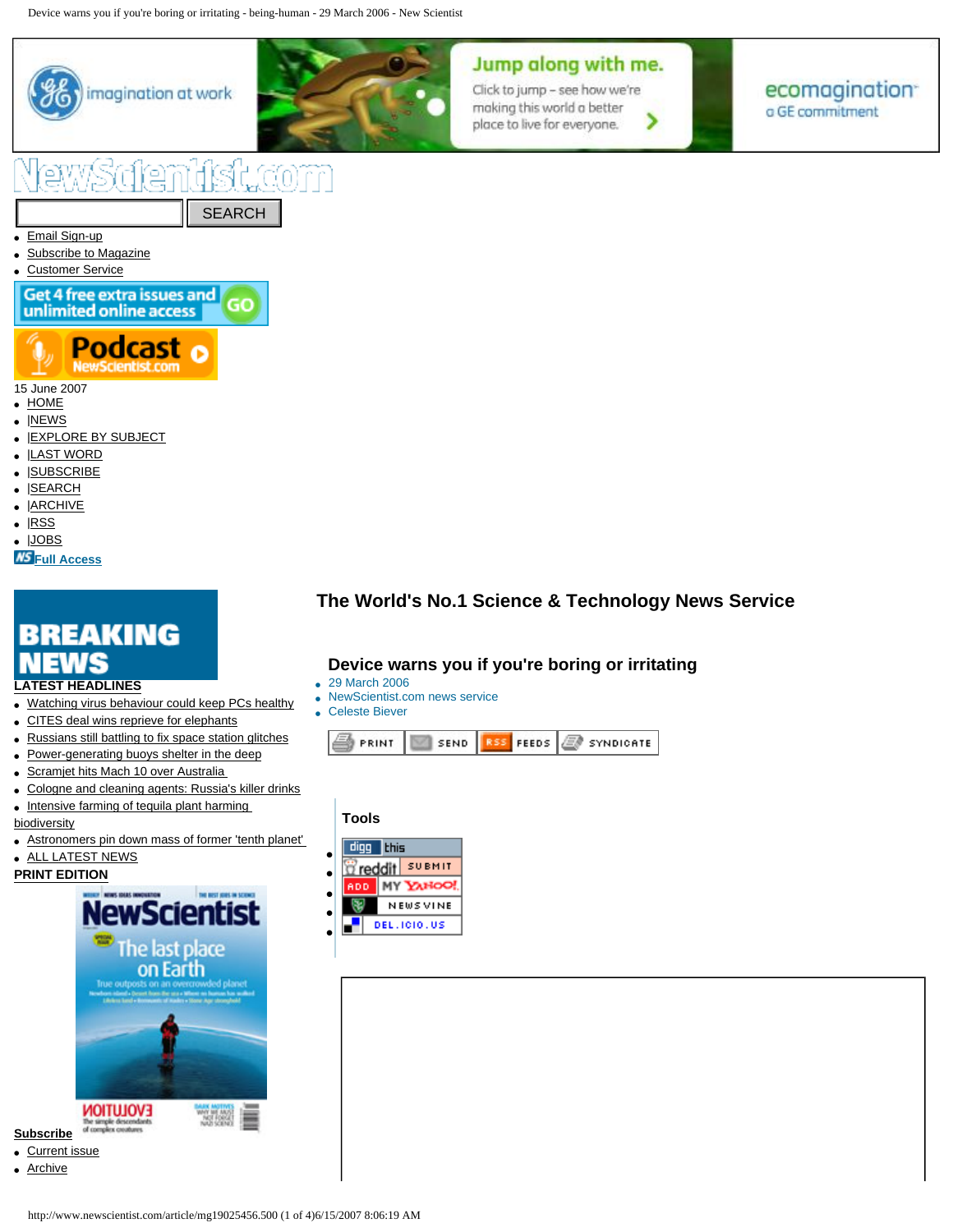# NewScientist.com

- Email Sign-up
- Subscribe to Magazine
- Customer Service

15 June 2007

- HOME
- |NEWS
- |EXPLORE BY SUBJECT
- |LAST WORD
- |SUBSCRIBE
- |SEARCH
- |ARCHIVE
- |RSS
- |JOBS

Full Access

## BREAKING NEWS

**LATEST HEADLINES**

- Watching virus behaviour could keep PCs healthy
- CITES deal wins reprieve for elephants
- Russians still battling to fix space station glitches
- Power-generating buoys shelter in the deep
- Scramjet hits Mach 10 over Australia
- Cologne and cleaning agents: Russia's killer drinks
- Intensive farming of tequila plant harming biodiversity
- Astronomers pin down mass of former 'tenth planet'
- ALL LATEST NEWS

**PRINT EDITION**

**Subscribe**

- Current issue
- Archive

## The World's No.1 Science & Technology News Service

### Device warns you if you're boring or irritating

- 29 March 2006
- NewScientist.com news service
- Celeste Biever

PRINT | SEND | FEEDS | SYNDICATE

**Tools**

- digg this
- reddit SUBMIT
- ADD MY YAHOO!
- NEWSVINE
- DEL.ICIO.US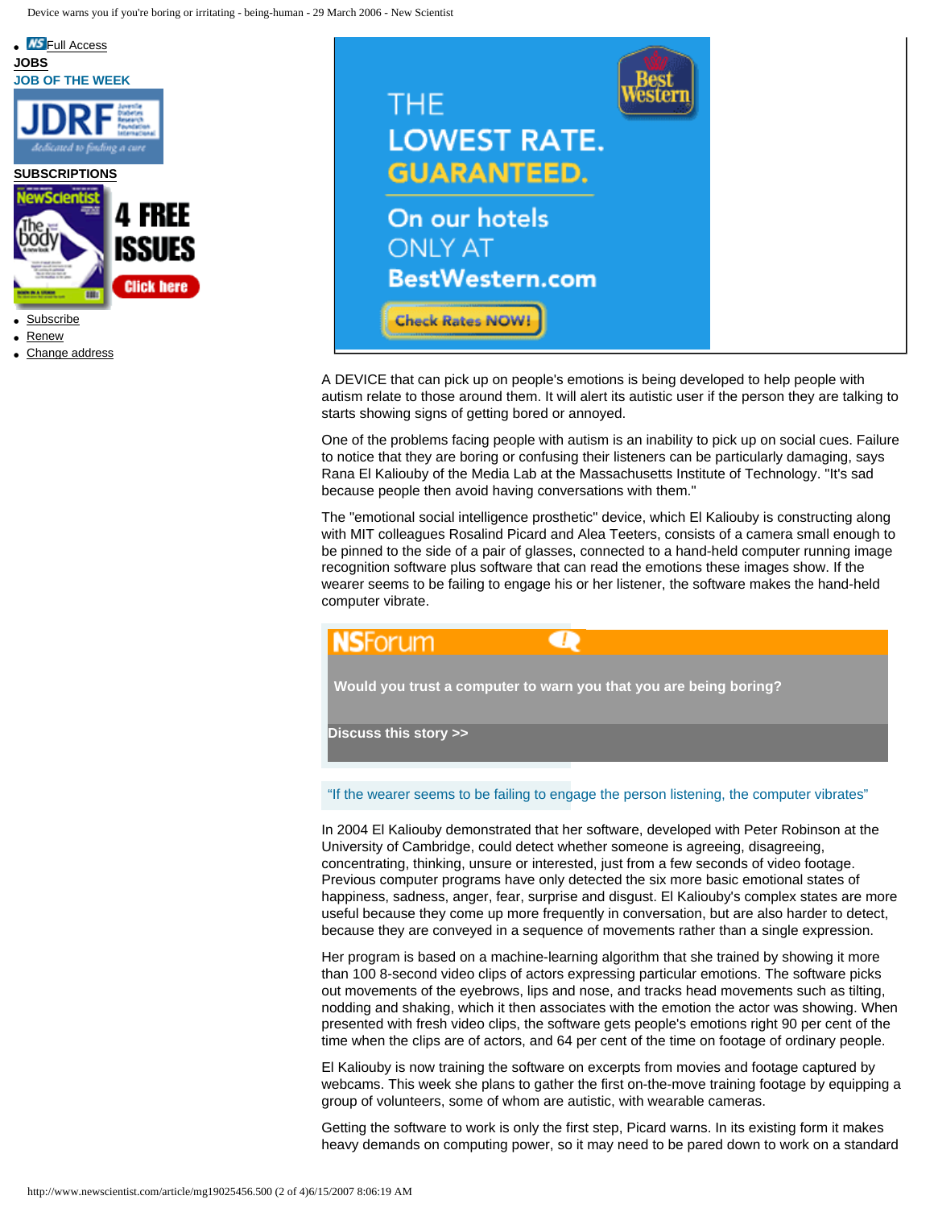A DEVICE that can pick up on people's emotions is being developed to help people with autism relate to those around them. It will alert its autistic user if the person they are talking to starts showing signs of getting bored or annoyed.

One of the problems facing people with autism is an inability to pick up on social cues. Failure to notice that they are boring or confusing their listeners can be particularly damaging, says Rana El Kaliouby of the Media Lab at the Massachusetts Institute of Technology. "It's sad because people then avoid having conversations with them."

The "emotional social intelligence prosthetic" device, which El Kaliouby is constructing along with MIT colleagues Rosalind Picard and Alea Teeters, consists of a camera small enough to be pinned to the side of a pair of glasses, connected to a hand-held computer running image recognition software plus software that can read the emotions these images show. If the wearer seems to be failing to engage his or her listener, the software makes the hand-held computer vibrate.

**NSForum**

**Would you trust a computer to warn you that you are being boring?**

**Discuss this story >>**

"If the wearer seems to be failing to engage the person listening, the computer vibrates"

In 2004 El Kaliouby demonstrated that her software, developed with Peter Robinson at the University of Cambridge, could detect whether someone is agreeing, disagreeing, concentrating, thinking, unsure or interested, just from a few seconds of video footage. Previous computer programs have only detected the six more basic emotional states of happiness, sadness, anger, fear, surprise and disgust. El Kaliouby's complex states are more useful because they come up more frequently in conversation, but are also harder to detect, because they are conveyed in a sequence of movements rather than a single expression.

Her program is based on a machine-learning algorithm that she trained by showing it more than 100 8-second video clips of actors expressing particular emotions. The software picks out movements of the eyebrows, lips and nose, and tracks head movements such as tilting, nodding and shaking, which it then associates with the emotion the actor was showing. When presented with fresh video clips, the software gets people's emotions right 90 per cent of the time when the clips are of actors, and 64 per cent of the time on footage of ordinary people.

El Kaliouby is now training the software on excerpts from movies and footage captured by webcams. This week she plans to gather the first on-the-move training footage by equipping a group of volunteers, some of whom are autistic, with wearable cameras.

Getting the software to work is only the first step, Picard warns. In its existing form it makes heavy demands on computing power, so it may need to be pared down to work on a standard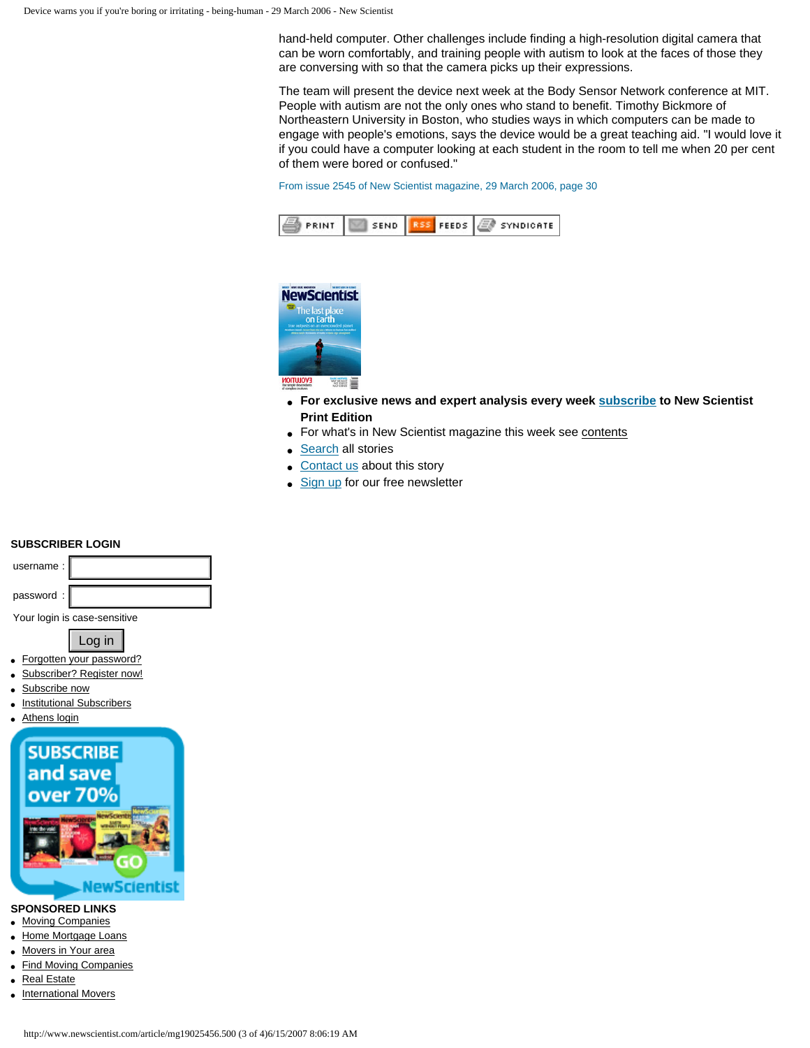hand-held computer. Other challenges include finding a high-resolution digital camera that can be worn comfortably, and training people with autism to look at the faces of those they are conversing with so that the camera picks up their expressions.

The team will present the device next week at the Body Sensor Network conference at MIT. People with autism are not the only ones who stand to benefit. Timothy Bickmore of Northeastern University in Boston, who studies ways in which computers can be made to engage with people's emotions, says the device would be a great teaching aid. "I would love it if you could have a computer looking at each student in the room to tell me when 20 per cent of them were bored or confused."

From issue 2545 of New Scientist magazine, 29 March 2006, page 30

PRINT | SEND | RSS FEEDS | SYNDICATE

- **For exclusive news and expert analysis every week subscribe to New Scientist Print Edition**
- For what's in New Scientist magazine this week see contents
- Search all stories
- Contact us about this story
- Sign up for our free newsletter

**SUBSCRIBER LOGIN**

username :

password :

Your login is case-sensitive

Log in

- Forgotten your password?
- Subscriber? Register now!
- Subscribe now
- Institutional Subscribers
- Athens login

**SPONSORED LINKS**

- Moving Companies
- Home Mortgage Loans
- Movers in Your area
- Find Moving Companies
- Real Estate
- International Movers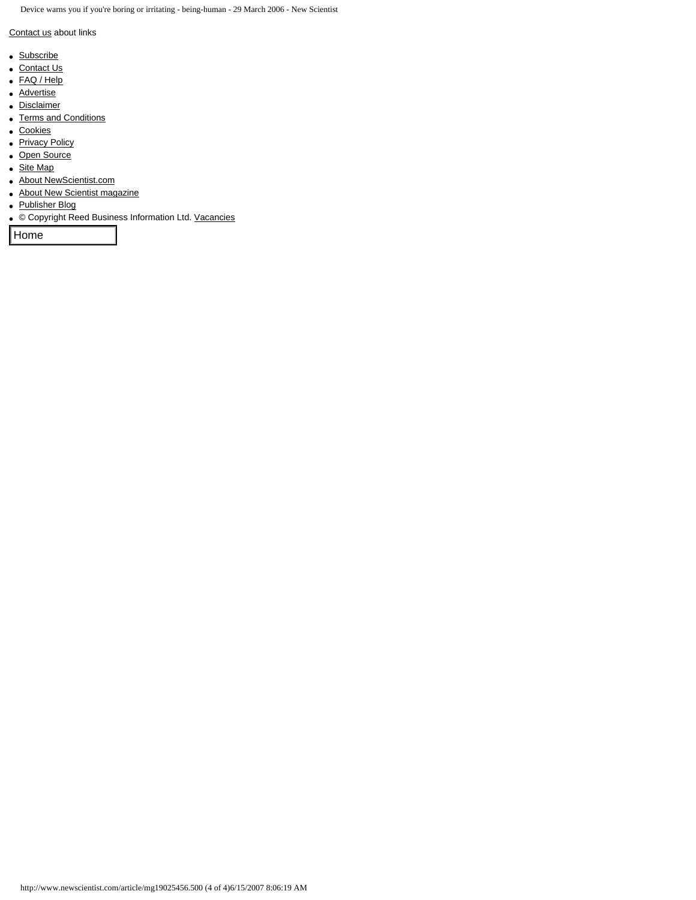Contact us about links

- Subscribe
- Contact Us
- FAQ / Help
- Advertise
- Disclaimer
- Terms and Conditions
- Cookies
- Privacy Policy
- Open Source
- Site Map
- About NewScientist.com
- About New Scientist magazine
- Publisher Blog
- © Copyright Reed Business Information Ltd. Vacancies

Home